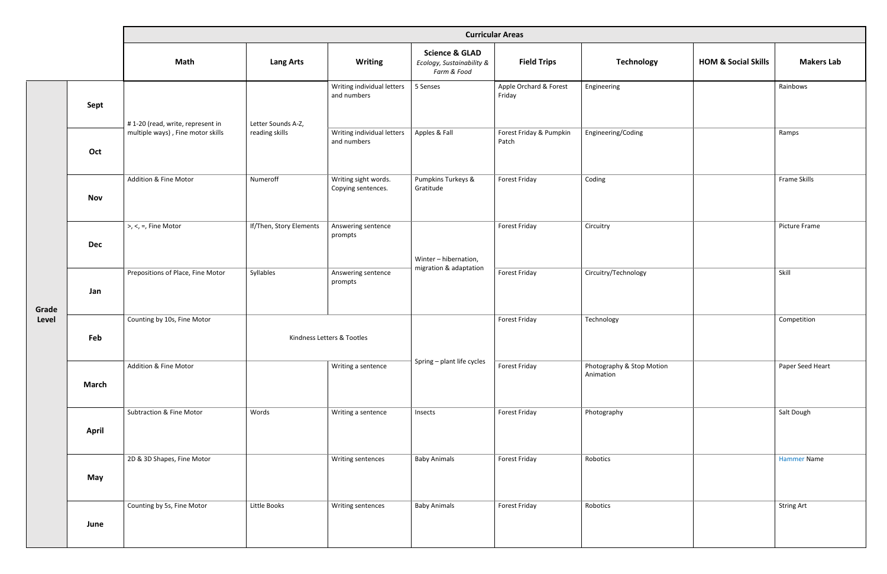| | | Curricular Areas | | | | | | | |
|---|---|---|---|---|---|---|---|---|---|
| | | **Math** | **Lang Arts** | **Writing** | **Science & GLAD** *Ecology, Sustainability & Farm & Food* | **Field Trips** | **Technology** | **HOM & Social Skills** | **Makers Lab** |
| **Grade Level** | **Sept** | # 1-20 (read, write, represent in multiple ways) , Fine motor skills | Letter Sounds A-Z, reading skills | Writing individual letters and numbers | 5 Senses | Apple Orchard & Forest Friday | Engineering | | Rainbows |
| | **Oct** | | | Writing individual letters and numbers | Apples & Fall | Forest Friday & Pumpkin Patch | Engineering/Coding | | Ramps |
| | **Nov** | Addition & Fine Motor | Numeroff | Writing sight words. Copying sentences. | Pumpkins Turkeys & Gratitude | Forest Friday | Coding | | Frame Skills |
| | **Dec** | >, <, =, Fine Motor | If/Then, Story Elements | Answering sentence prompts | Winter – hibernation, migration & adaptation | Forest Friday | Circuitry | | Picture Frame |
| | **Jan** | Prepositions of Place, Fine Motor | Syllables | Answering sentence prompts | | Forest Friday | Circuitry/Technology | | Skill |
| | **Feb** | Counting by 10s, Fine Motor | Kindness Letters & Tootles | | Spring – plant life cycles | Forest Friday | Technology | | Competition |
| | **March** | Addition & Fine Motor | | Writing a sentence | | Forest Friday | Photography & Stop Motion Animation | | Paper Seed Heart |
| | **April** | Subtraction & Fine Motor | Words | Writing a sentence | Insects | Forest Friday | Photography | | Salt Dough |
| | **May** | 2D & 3D Shapes, Fine Motor | | Writing sentences | Baby Animals | Forest Friday | Robotics | | Hammer Name |
| | **June** | Counting by 5s, Fine Motor | Little Books | Writing sentences | Baby Animals | Forest Friday | Robotics | | String Art |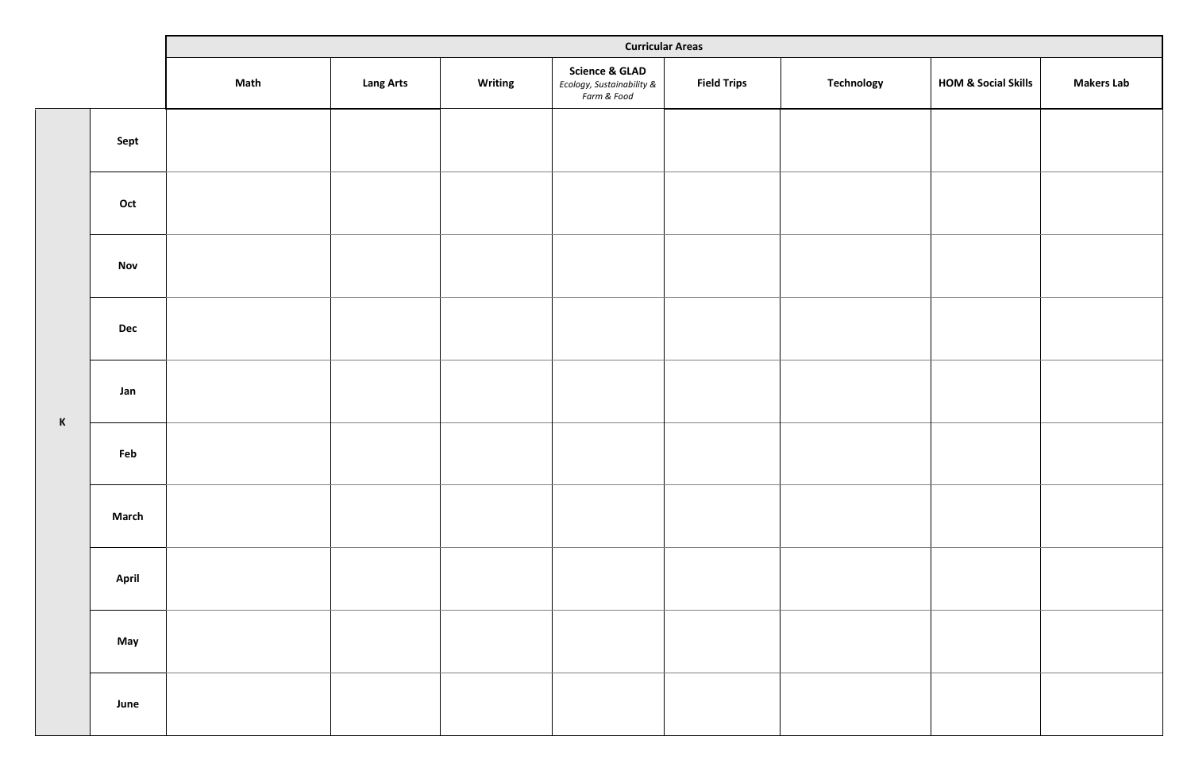| | | Curricular Areas | | | | | | | |
|---|---|---|---|---|---|---|---|---|---|
| | | Math | Lang Arts | Writing | Science & GLAD *Ecology, Sustainability & Farm & Food* | Field Trips | Technology | HOM & Social Skills | Makers Lab |
| K | Sept | | | | | | | | |
| | Oct | | | | | | | | |
| | Nov | | | | | | | | |
| | Dec | | | | | | | | |
| | Jan | | | | | | | | |
| | Feb | | | | | | | | |
| | March | | | | | | | | |
| | April | | | | | | | | |
| | May | | | | | | | | |
| | June | | | | | | | | |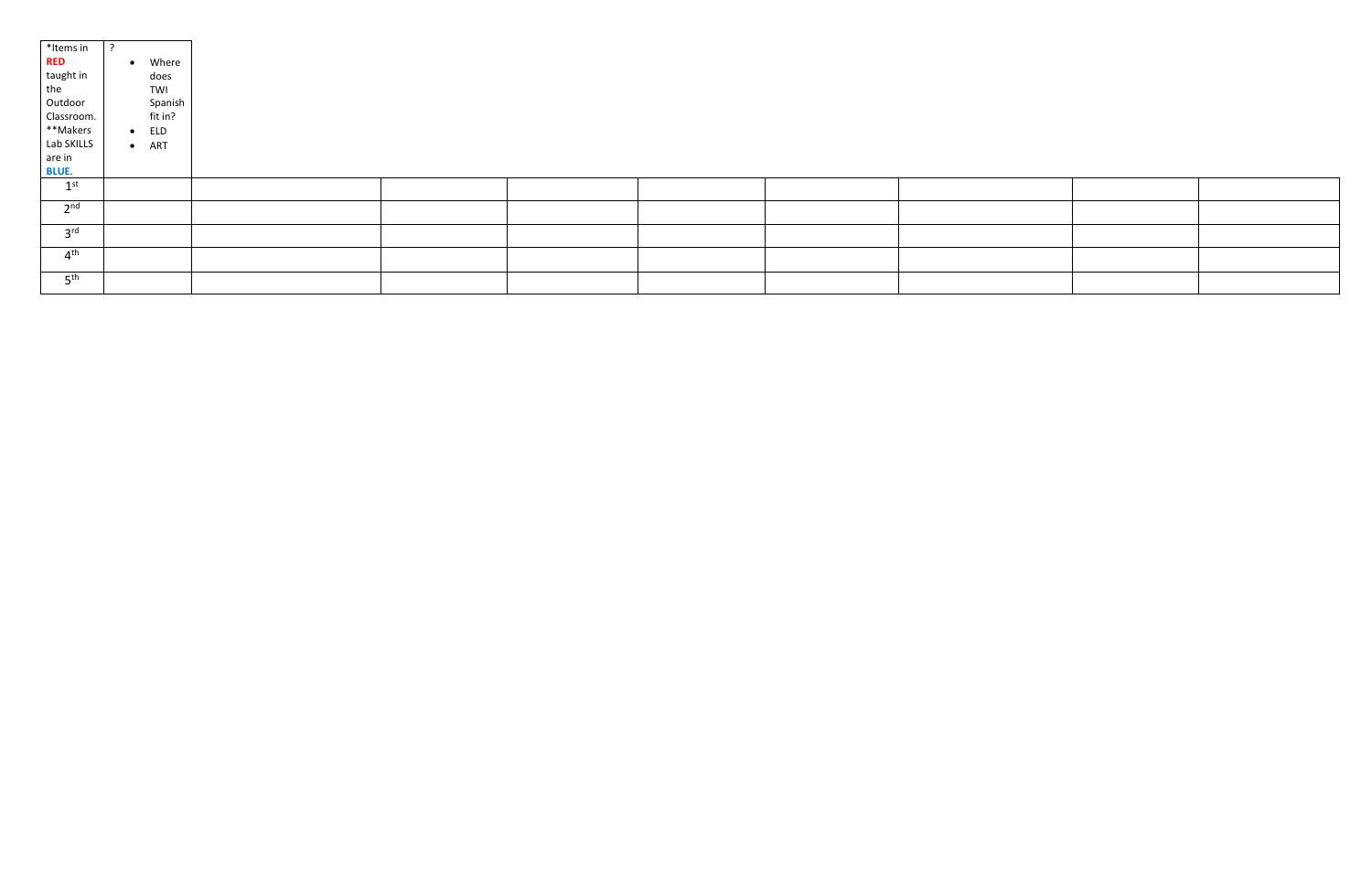| *Items in **RED** taught in the Outdoor Classroom. **Makers Lab SKILLS are in **BLUE**. | ?<br>• Where does TWI Spanish fit in?<br>• ELD<br>• ART | | | | | | | | |
|---|---|---|---|---|---|---|---|---|---|
| 1st | | | | | | | | | |
| 2nd | | | | | | | | | |
| 3rd | | | | | | | | | |
| 4th | | | | | | | | | |
| 5th | | | | | | | | | |